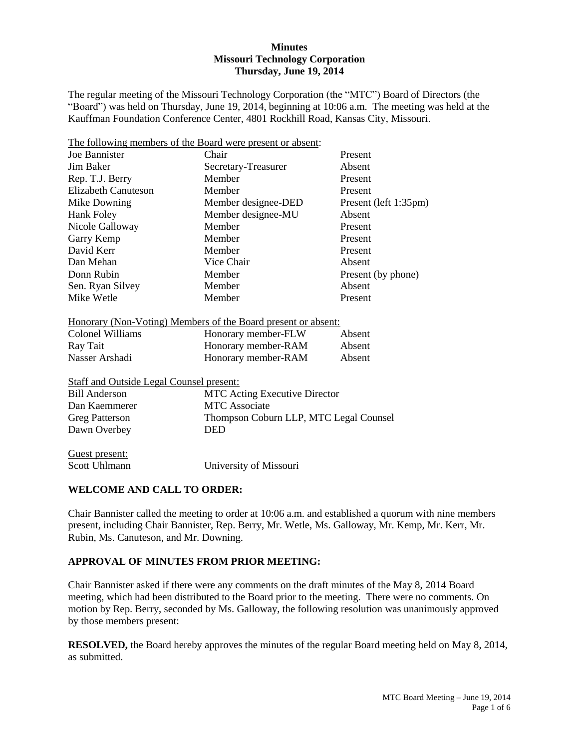**Minutes**
**Missouri Technology Corporation**
**Thursday, June 19, 2014**

The regular meeting of the Missouri Technology Corporation (the "MTC") Board of Directors (the "Board") was held on Thursday, June 19, 2014, beginning at 10:06 a.m. The meeting was held at the Kauffman Foundation Conference Center, 4801 Rockhill Road, Kansas City, Missouri.

The following members of the Board were present or absent:

| | | |
|---|---|---|
| Joe Bannister | Chair | Present |
| Jim Baker | Secretary-Treasurer | Absent |
| Rep. T.J. Berry | Member | Present |
| Elizabeth Canuteson | Member | Present |
| Mike Downing | Member designee-DED | Present (left 1:35pm) |
| Hank Foley | Member designee-MU | Absent |
| Nicole Galloway | Member | Present |
| Garry Kemp | Member | Present |
| David Kerr | Member | Present |
| Dan Mehan | Vice Chair | Absent |
| Donn Rubin | Member | Present (by phone) |
| Sen. Ryan Silvey | Member | Absent |
| Mike Wetle | Member | Present |

Honorary (Non-Voting) Members of the Board present or absent:

| | | |
|---|---|---|
| Colonel Williams | Honorary member-FLW | Absent |
| Ray Tait | Honorary member-RAM | Absent |
| Nasser Arshadi | Honorary member-RAM | Absent |

Staff and Outside Legal Counsel present:

| | |
|---|---|
| Bill Anderson | MTC Acting Executive Director |
| Dan Kaemmerer | MTC Associate |
| Greg Patterson | Thompson Coburn LLP, MTC Legal Counsel |
| Dawn Overbey | DED |

Guest present:

| | |
|---|---|
| Scott Uhlmann | University of Missouri |

## WELCOME AND CALL TO ORDER:

Chair Bannister called the meeting to order at 10:06 a.m. and established a quorum with nine members present, including Chair Bannister, Rep. Berry, Mr. Wetle, Ms. Galloway, Mr. Kemp, Mr. Kerr, Mr. Rubin, Ms. Canuteson, and Mr. Downing.

## APPROVAL OF MINUTES FROM PRIOR MEETING:

Chair Bannister asked if there were any comments on the draft minutes of the May 8, 2014 Board meeting, which had been distributed to the Board prior to the meeting. There were no comments. On motion by Rep. Berry, seconded by Ms. Galloway, the following resolution was unanimously approved by those members present:

**RESOLVED,** the Board hereby approves the minutes of the regular Board meeting held on May 8, 2014, as submitted.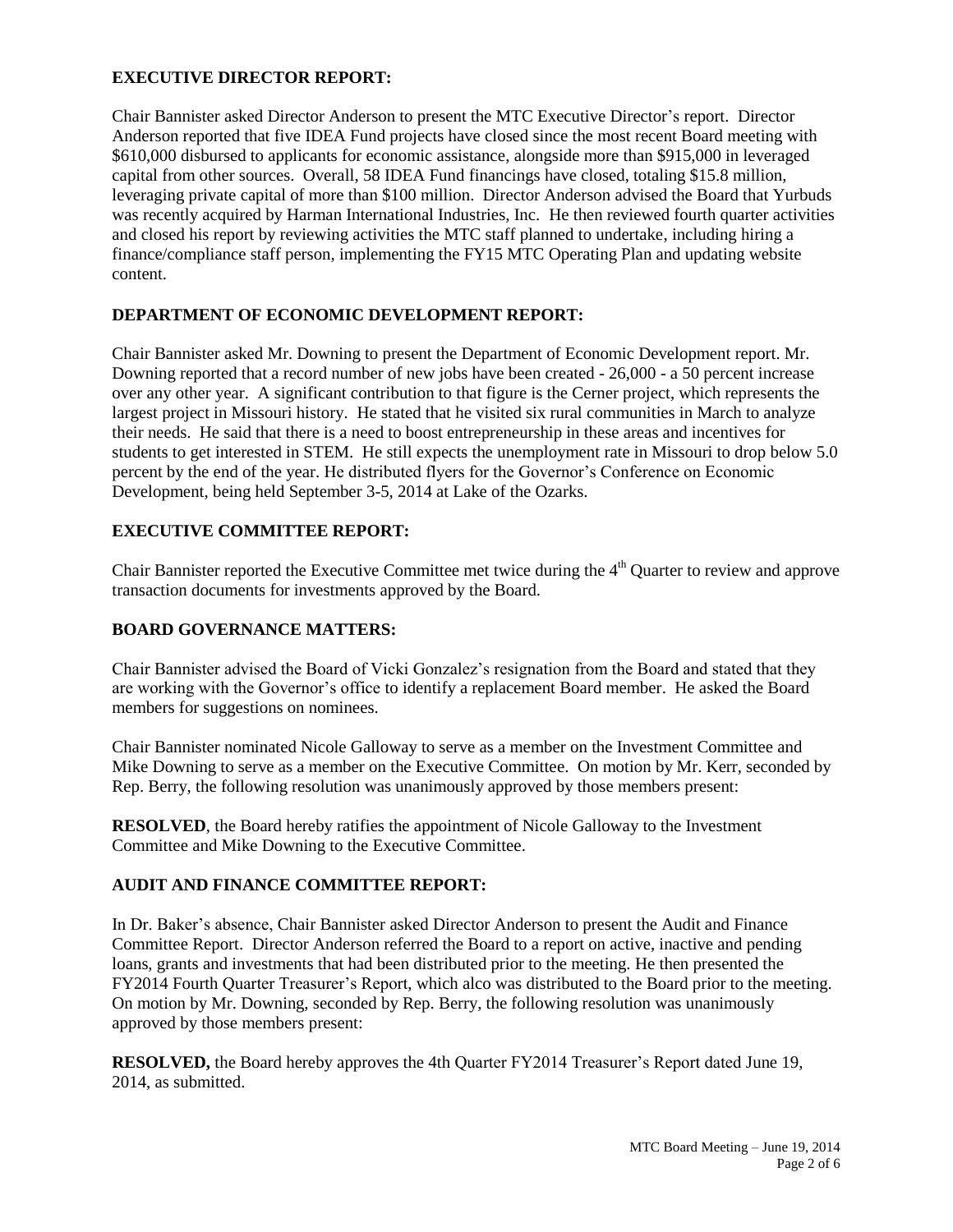**EXECUTIVE DIRECTOR REPORT:**

Chair Bannister asked Director Anderson to present the MTC Executive Director's report. Director Anderson reported that five IDEA Fund projects have closed since the most recent Board meeting with $610,000 disbursed to applicants for economic assistance, alongside more than $915,000 in leveraged capital from other sources. Overall, 58 IDEA Fund financings have closed, totaling $15.8 million, leveraging private capital of more than $100 million. Director Anderson advised the Board that Yurbuds was recently acquired by Harman International Industries, Inc. He then reviewed fourth quarter activities and closed his report by reviewing activities the MTC staff planned to undertake, including hiring a finance/compliance staff person, implementing the FY15 MTC Operating Plan and updating website content.

**DEPARTMENT OF ECONOMIC DEVELOPMENT REPORT:**

Chair Bannister asked Mr. Downing to present the Department of Economic Development report. Mr. Downing reported that a record number of new jobs have been created - 26,000 - a 50 percent increase over any other year. A significant contribution to that figure is the Cerner project, which represents the largest project in Missouri history. He stated that he visited six rural communities in March to analyze their needs. He said that there is a need to boost entrepreneurship in these areas and incentives for students to get interested in STEM. He still expects the unemployment rate in Missouri to drop below 5.0 percent by the end of the year. He distributed flyers for the Governor's Conference on Economic Development, being held September 3-5, 2014 at Lake of the Ozarks.

**EXECUTIVE COMMITTEE REPORT:**

Chair Bannister reported the Executive Committee met twice during the 4th Quarter to review and approve transaction documents for investments approved by the Board.

**BOARD GOVERNANCE MATTERS:**

Chair Bannister advised the Board of Vicki Gonzalez's resignation from the Board and stated that they are working with the Governor's office to identify a replacement Board member. He asked the Board members for suggestions on nominees.

Chair Bannister nominated Nicole Galloway to serve as a member on the Investment Committee and Mike Downing to serve as a member on the Executive Committee. On motion by Mr. Kerr, seconded by Rep. Berry, the following resolution was unanimously approved by those members present:

**RESOLVED**, the Board hereby ratifies the appointment of Nicole Galloway to the Investment Committee and Mike Downing to the Executive Committee.

**AUDIT AND FINANCE COMMITTEE REPORT:**

In Dr. Baker's absence, Chair Bannister asked Director Anderson to present the Audit and Finance Committee Report. Director Anderson referred the Board to a report on active, inactive and pending loans, grants and investments that had been distributed prior to the meeting. He then presented the FY2014 Fourth Quarter Treasurer's Report, which alco was distributed to the Board prior to the meeting. On motion by Mr. Downing, seconded by Rep. Berry, the following resolution was unanimously approved by those members present:

**RESOLVED,** the Board hereby approves the 4th Quarter FY2014 Treasurer's Report dated June 19, 2014, as submitted.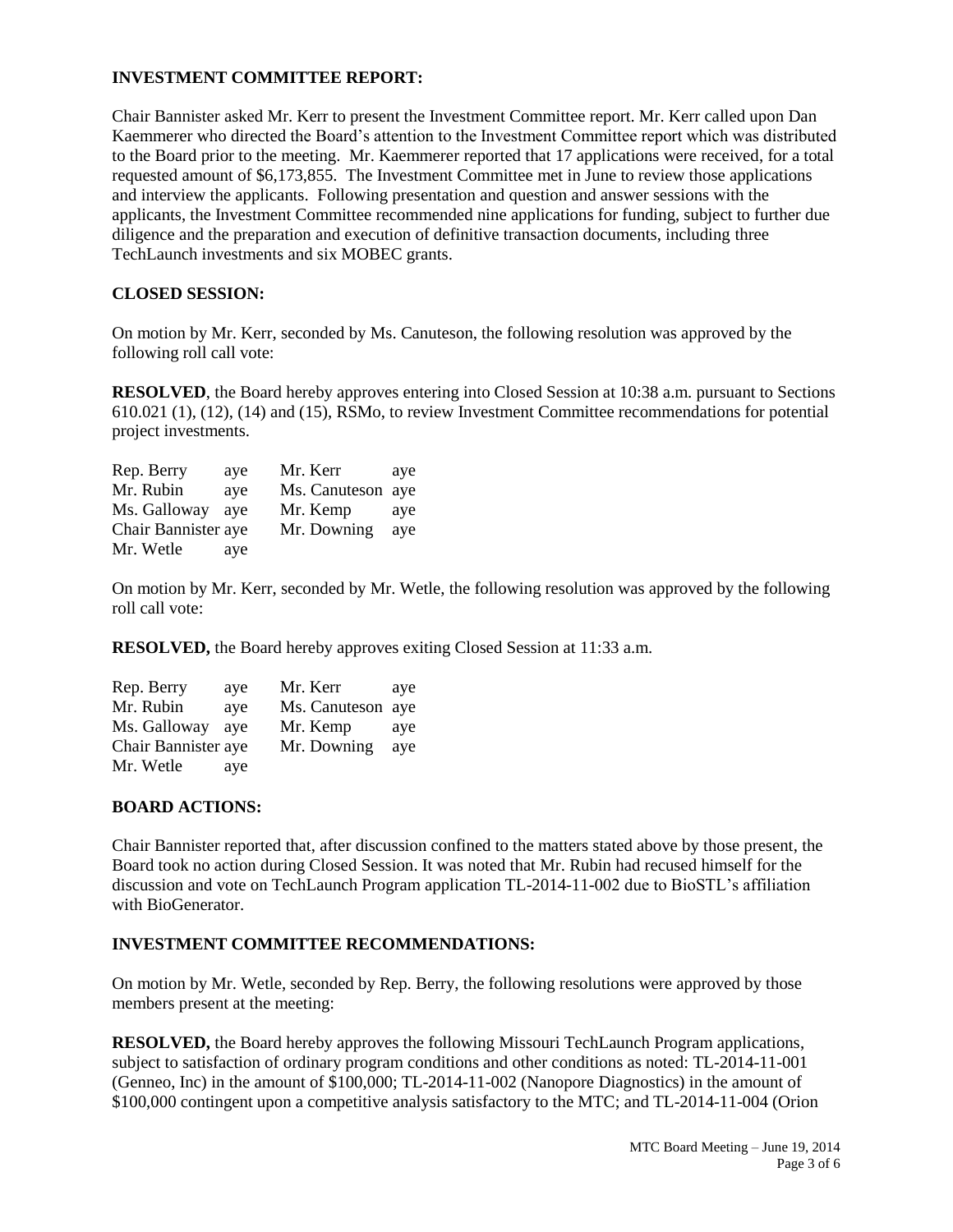**INVESTMENT COMMITTEE REPORT:**

Chair Bannister asked Mr. Kerr to present the Investment Committee report. Mr. Kerr called upon Dan Kaemmerer who directed the Board's attention to the Investment Committee report which was distributed to the Board prior to the meeting. Mr. Kaemmerer reported that 17 applications were received, for a total requested amount of $6,173,855. The Investment Committee met in June to review those applications and interview the applicants. Following presentation and question and answer sessions with the applicants, the Investment Committee recommended nine applications for funding, subject to further due diligence and the preparation and execution of definitive transaction documents, including three TechLaunch investments and six MOBEC grants.

**CLOSED SESSION:**

On motion by Mr. Kerr, seconded by Ms. Canuteson, the following resolution was approved by the following roll call vote:

**RESOLVED**, the Board hereby approves entering into Closed Session at 10:38 a.m. pursuant to Sections 610.021 (1), (12), (14) and (15), RSMo, to review Investment Committee recommendations for potential project investments.

| | | | |
|---|---|---|---|
| Rep. Berry | aye | Mr. Kerr | aye |
| Mr. Rubin | aye | Ms. Canuteson | aye |
| Ms. Galloway | aye | Mr. Kemp | aye |
| Chair Bannister | aye | Mr. Downing | aye |
| Mr. Wetle | aye | | |

On motion by Mr. Kerr, seconded by Mr. Wetle, the following resolution was approved by the following roll call vote:

**RESOLVED,** the Board hereby approves exiting Closed Session at 11:33 a.m.

| | | | |
|---|---|---|---|
| Rep. Berry | aye | Mr. Kerr | aye |
| Mr. Rubin | aye | Ms. Canuteson | aye |
| Ms. Galloway | aye | Mr. Kemp | aye |
| Chair Bannister | aye | Mr. Downing | aye |
| Mr. Wetle | aye | | |

**BOARD ACTIONS:**

Chair Bannister reported that, after discussion confined to the matters stated above by those present, the Board took no action during Closed Session. It was noted that Mr. Rubin had recused himself for the discussion and vote on TechLaunch Program application TL-2014-11-002 due to BioSTL's affiliation with BioGenerator.

**INVESTMENT COMMITTEE RECOMMENDATIONS:**

On motion by Mr. Wetle, seconded by Rep. Berry, the following resolutions were approved by those members present at the meeting:

**RESOLVED,** the Board hereby approves the following Missouri TechLaunch Program applications, subject to satisfaction of ordinary program conditions and other conditions as noted: TL-2014-11-001 (Genneo, Inc) in the amount of $100,000; TL-2014-11-002 (Nanopore Diagnostics) in the amount of $100,000 contingent upon a competitive analysis satisfactory to the MTC; and TL-2014-11-004 (Orion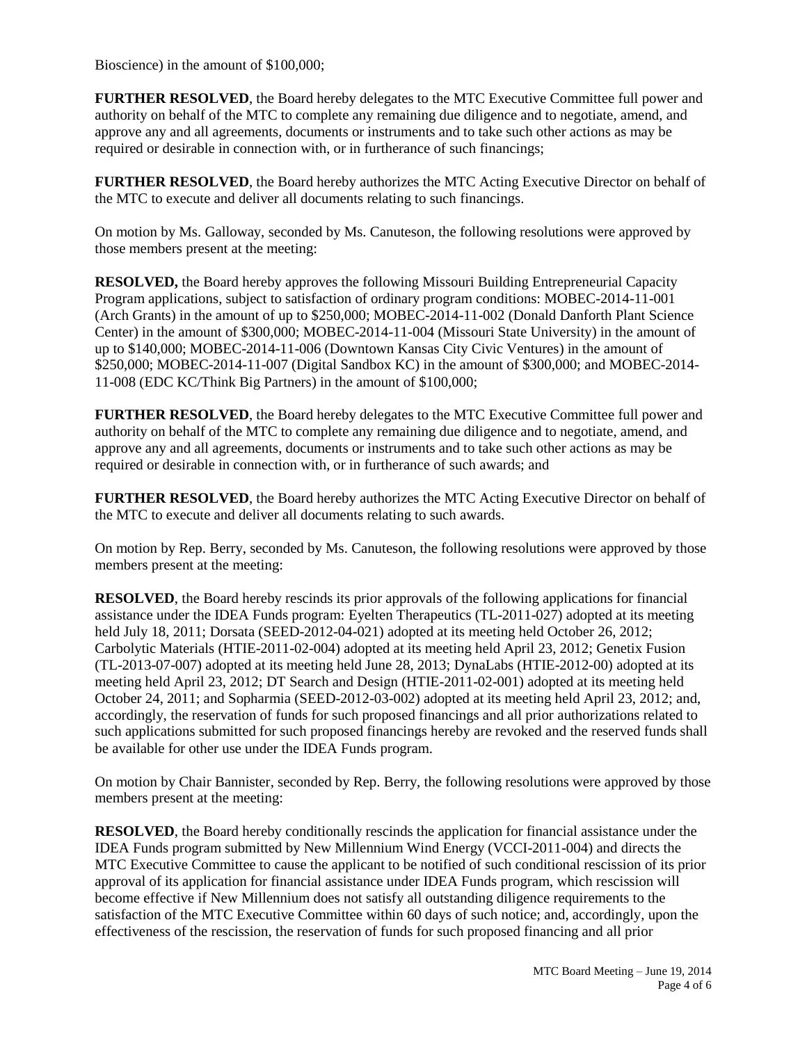Bioscience) in the amount of $100,000;

**FURTHER RESOLVED**, the Board hereby delegates to the MTC Executive Committee full power and authority on behalf of the MTC to complete any remaining due diligence and to negotiate, amend, and approve any and all agreements, documents or instruments and to take such other actions as may be required or desirable in connection with, or in furtherance of such financings;

**FURTHER RESOLVED**, the Board hereby authorizes the MTC Acting Executive Director on behalf of the MTC to execute and deliver all documents relating to such financings.

On motion by Ms. Galloway, seconded by Ms. Canuteson, the following resolutions were approved by those members present at the meeting:

**RESOLVED,** the Board hereby approves the following Missouri Building Entrepreneurial Capacity Program applications, subject to satisfaction of ordinary program conditions: MOBEC-2014-11-001 (Arch Grants) in the amount of up to $250,000; MOBEC-2014-11-002 (Donald Danforth Plant Science Center) in the amount of $300,000; MOBEC-2014-11-004 (Missouri State University) in the amount of up to $140,000; MOBEC-2014-11-006 (Downtown Kansas City Civic Ventures) in the amount of $250,000; MOBEC-2014-11-007 (Digital Sandbox KC) in the amount of $300,000; and MOBEC-2014-11-008 (EDC KC/Think Big Partners) in the amount of $100,000;

**FURTHER RESOLVED**, the Board hereby delegates to the MTC Executive Committee full power and authority on behalf of the MTC to complete any remaining due diligence and to negotiate, amend, and approve any and all agreements, documents or instruments and to take such other actions as may be required or desirable in connection with, or in furtherance of such awards; and

**FURTHER RESOLVED**, the Board hereby authorizes the MTC Acting Executive Director on behalf of the MTC to execute and deliver all documents relating to such awards.

On motion by Rep. Berry, seconded by Ms. Canuteson, the following resolutions were approved by those members present at the meeting:

**RESOLVED**, the Board hereby rescinds its prior approvals of the following applications for financial assistance under the IDEA Funds program: Eyelten Therapeutics (TL-2011-027) adopted at its meeting held July 18, 2011; Dorsata (SEED-2012-04-021) adopted at its meeting held October 26, 2012; Carbolytic Materials (HTIE-2011-02-004) adopted at its meeting held April 23, 2012; Genetix Fusion (TL-2013-07-007) adopted at its meeting held June 28, 2013; DynaLabs (HTIE-2012-00) adopted at its meeting held April 23, 2012; DT Search and Design (HTIE-2011-02-001) adopted at its meeting held October 24, 2011; and Sopharmia (SEED-2012-03-002) adopted at its meeting held April 23, 2012; and, accordingly, the reservation of funds for such proposed financings and all prior authorizations related to such applications submitted for such proposed financings hereby are revoked and the reserved funds shall be available for other use under the IDEA Funds program.

On motion by Chair Bannister, seconded by Rep. Berry, the following resolutions were approved by those members present at the meeting:

**RESOLVED**, the Board hereby conditionally rescinds the application for financial assistance under the IDEA Funds program submitted by New Millennium Wind Energy (VCCI-2011-004) and directs the MTC Executive Committee to cause the applicant to be notified of such conditional rescission of its prior approval of its application for financial assistance under IDEA Funds program, which rescission will become effective if New Millennium does not satisfy all outstanding diligence requirements to the satisfaction of the MTC Executive Committee within 60 days of such notice; and, accordingly, upon the effectiveness of the rescission, the reservation of funds for such proposed financing and all prior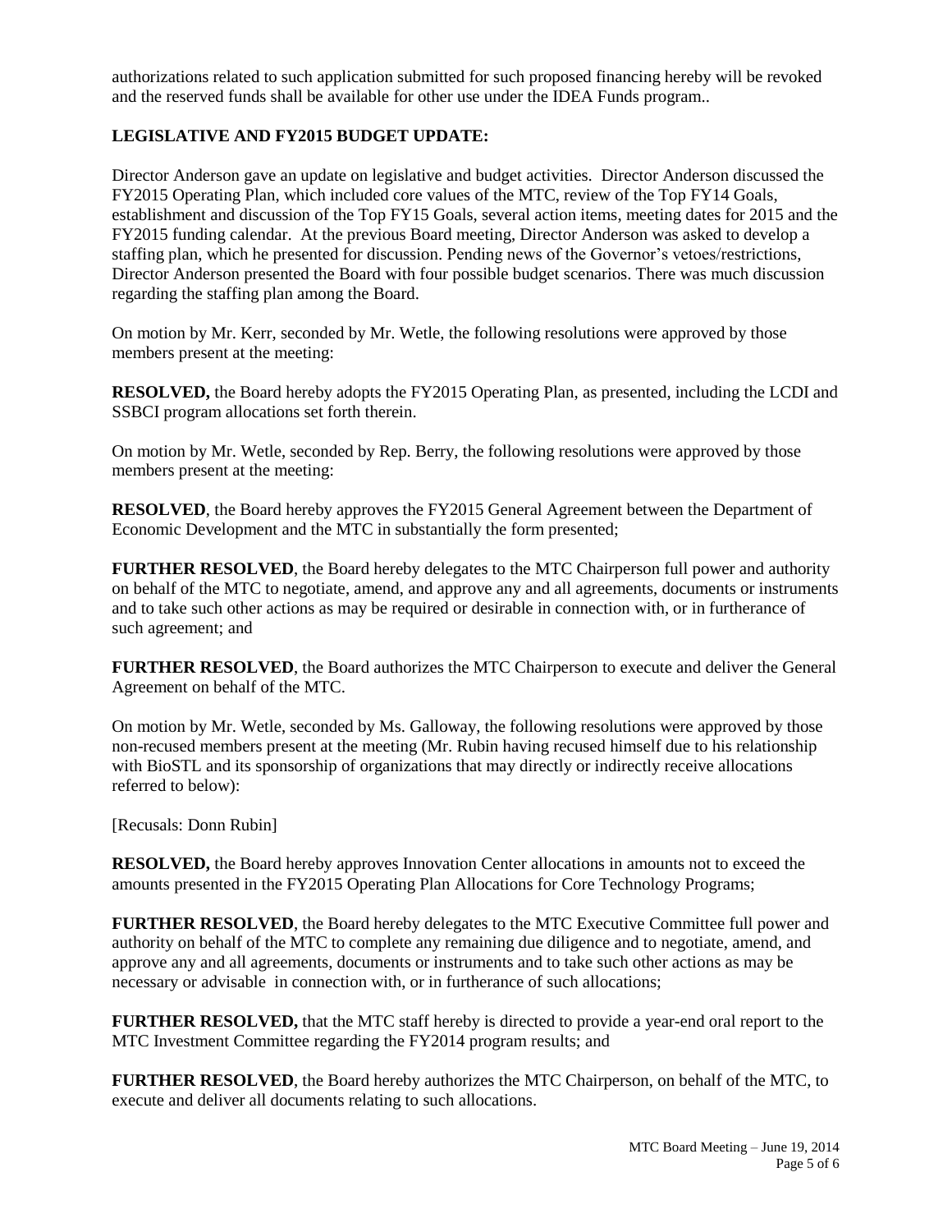authorizations related to such application submitted for such proposed financing hereby will be revoked and the reserved funds shall be available for other use under the IDEA Funds program..

**LEGISLATIVE AND FY2015 BUDGET UPDATE:**

Director Anderson gave an update on legislative and budget activities. Director Anderson discussed the FY2015 Operating Plan, which included core values of the MTC, review of the Top FY14 Goals, establishment and discussion of the Top FY15 Goals, several action items, meeting dates for 2015 and the FY2015 funding calendar. At the previous Board meeting, Director Anderson was asked to develop a staffing plan, which he presented for discussion. Pending news of the Governor's vetoes/restrictions, Director Anderson presented the Board with four possible budget scenarios. There was much discussion regarding the staffing plan among the Board.

On motion by Mr. Kerr, seconded by Mr. Wetle, the following resolutions were approved by those members present at the meeting:

**RESOLVED,** the Board hereby adopts the FY2015 Operating Plan, as presented, including the LCDI and SSBCI program allocations set forth therein.

On motion by Mr. Wetle, seconded by Rep. Berry, the following resolutions were approved by those members present at the meeting:

**RESOLVED**, the Board hereby approves the FY2015 General Agreement between the Department of Economic Development and the MTC in substantially the form presented;

**FURTHER RESOLVED**, the Board hereby delegates to the MTC Chairperson full power and authority on behalf of the MTC to negotiate, amend, and approve any and all agreements, documents or instruments and to take such other actions as may be required or desirable in connection with, or in furtherance of such agreement; and

**FURTHER RESOLVED**, the Board authorizes the MTC Chairperson to execute and deliver the General Agreement on behalf of the MTC.

On motion by Mr. Wetle, seconded by Ms. Galloway, the following resolutions were approved by those non-recused members present at the meeting (Mr. Rubin having recused himself due to his relationship with BioSTL and its sponsorship of organizations that may directly or indirectly receive allocations referred to below):

[Recusals: Donn Rubin]

**RESOLVED,** the Board hereby approves Innovation Center allocations in amounts not to exceed the amounts presented in the FY2015 Operating Plan Allocations for Core Technology Programs;

**FURTHER RESOLVED**, the Board hereby delegates to the MTC Executive Committee full power and authority on behalf of the MTC to complete any remaining due diligence and to negotiate, amend, and approve any and all agreements, documents or instruments and to take such other actions as may be necessary or advisable in connection with, or in furtherance of such allocations;

**FURTHER RESOLVED,** that the MTC staff hereby is directed to provide a year-end oral report to the MTC Investment Committee regarding the FY2014 program results; and

**FURTHER RESOLVED**, the Board hereby authorizes the MTC Chairperson, on behalf of the MTC, to execute and deliver all documents relating to such allocations.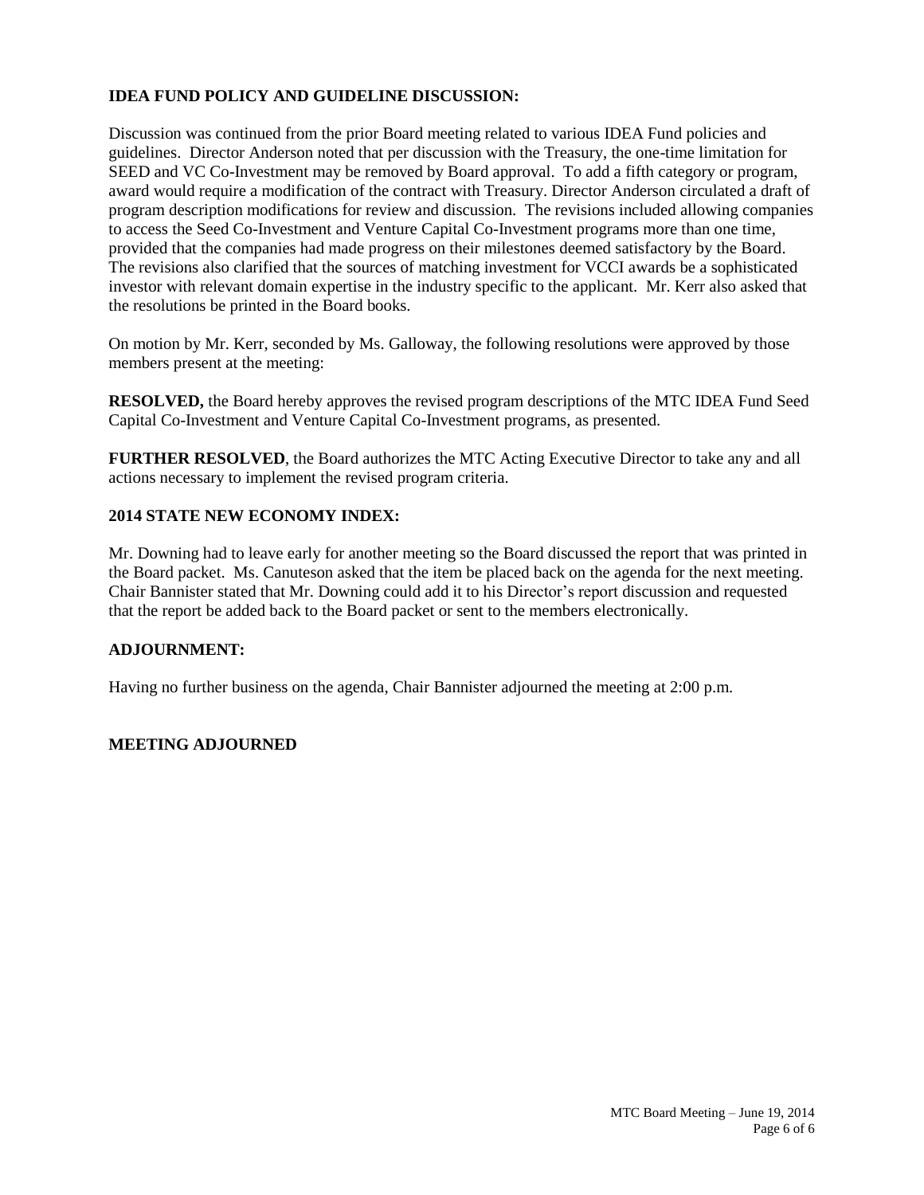**IDEA FUND POLICY AND GUIDELINE DISCUSSION:**

Discussion was continued from the prior Board meeting related to various IDEA Fund policies and guidelines. Director Anderson noted that per discussion with the Treasury, the one-time limitation for SEED and VC Co-Investment may be removed by Board approval. To add a fifth category or program, award would require a modification of the contract with Treasury. Director Anderson circulated a draft of program description modifications for review and discussion. The revisions included allowing companies to access the Seed Co-Investment and Venture Capital Co-Investment programs more than one time, provided that the companies had made progress on their milestones deemed satisfactory by the Board. The revisions also clarified that the sources of matching investment for VCCI awards be a sophisticated investor with relevant domain expertise in the industry specific to the applicant. Mr. Kerr also asked that the resolutions be printed in the Board books.

On motion by Mr. Kerr, seconded by Ms. Galloway, the following resolutions were approved by those members present at the meeting:

**RESOLVED,** the Board hereby approves the revised program descriptions of the MTC IDEA Fund Seed Capital Co-Investment and Venture Capital Co-Investment programs, as presented.

**FURTHER RESOLVED**, the Board authorizes the MTC Acting Executive Director to take any and all actions necessary to implement the revised program criteria.

**2014 STATE NEW ECONOMY INDEX:**

Mr. Downing had to leave early for another meeting so the Board discussed the report that was printed in the Board packet. Ms. Canuteson asked that the item be placed back on the agenda for the next meeting. Chair Bannister stated that Mr. Downing could add it to his Director's report discussion and requested that the report be added back to the Board packet or sent to the members electronically.

**ADJOURNMENT:**

Having no further business on the agenda, Chair Bannister adjourned the meeting at 2:00 p.m.

**MEETING ADJOURNED**